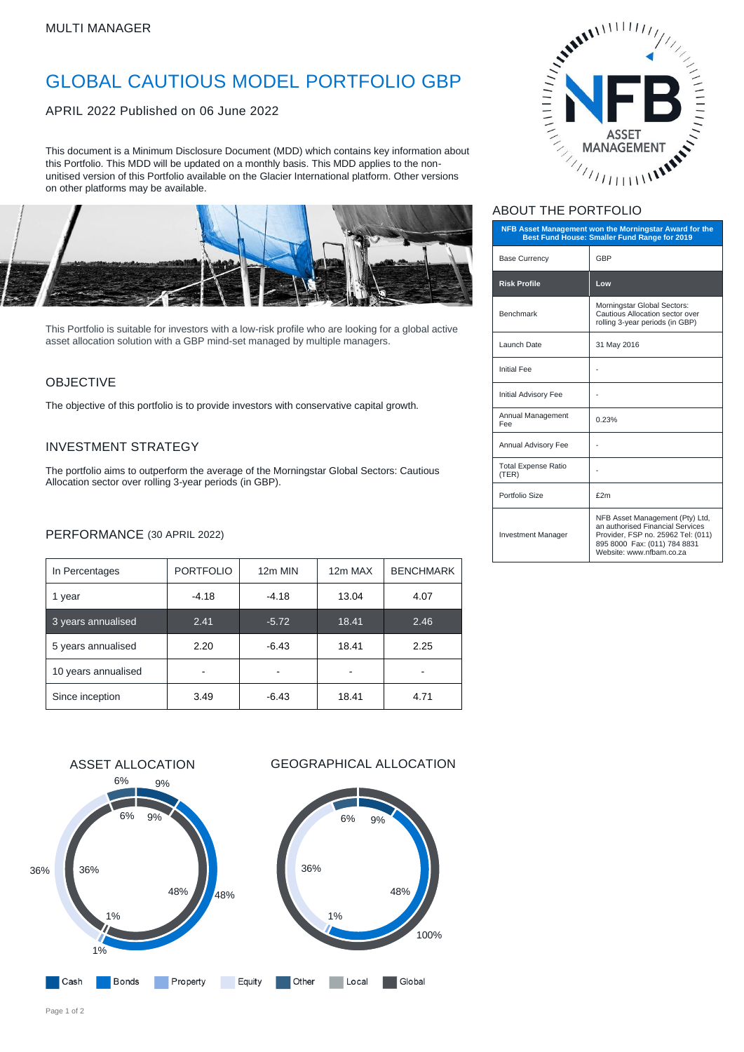MULTI MANAGER

# GLOBAL CAUTIOUS MODEL PORTFOLIO GBP

APRIL 2022 Published on 06 June 2022

This document is a Minimum Disclosure Document (MDD) which contains key information about this Portfolio. This MDD will be updated on a monthly basis. This MDD applies to the non-unitised version of this Portfolio available on the Glacier International platform. Other versions on other platforms may be available.

This Portfolio is suitable for investors with a low-risk profile who are looking for a global active asset allocation solution with a GBP mind-set managed by multiple managers.

## OBJECTIVE

The objective of this portfolio is to provide investors with conservative capital growth.

## INVESTMENT STRATEGY

The portfolio aims to outperform the average of the Morningstar Global Sectors: Cautious Allocation sector over rolling 3-year periods (in GBP).

## PERFORMANCE (30 APRIL 2022)

| In Percentages | PORTFOLIO | 12m MIN | 12m MAX | BENCHMARK |
|---|---|---|---|---|
| 1 year | -4.18 | -4.18 | 13.04 | 4.07 |
| 3 years annualised | 2.41 | -5.72 | 18.41 | 2.46 |
| 5 years annualised | 2.20 | -6.43 | 18.41 | 2.25 |
| 10 years annualised | - | - | - | - |
| Since inception | 3.49 | -6.43 | 18.41 | 4.71 |

## ASSET ALLOCATION

| Asset | Allocation |
|---|---|
| Cash | 9% |
| Bonds | 48% |
| Property | 1% |
| Equity | 36% |
| Other | 6% |

## GEOGRAPHICAL ALLOCATION

| Region | Allocation |
|---|---|
| Global | 100% |

Legend: Cash, Bonds, Property, Equity, Other, Local, Global

## ABOUT THE PORTFOLIO

**NFB Asset Management won the Morningstar Award for the Best Fund House: Smaller Fund Range for 2019**

| | |
|---|---|
| Base Currency | GBP |
| **Risk Profile** | **Low** |
| Benchmark | Morningstar Global Sectors: Cautious Allocation sector over rolling 3-year periods (in GBP) |
| Launch Date | 31 May 2016 |
| Initial Fee | - |
| Initial Advisory Fee | - |
| Annual Management Fee | 0.23% |
| Annual Advisory Fee | - |
| Total Expense Ratio (TER) | - |
| Portfolio Size | £2m |
| Investment Manager | NFB Asset Management (Pty) Ltd, an authorised Financial Services Provider, FSP no. 25962 Tel: (011) 895 8000 Fax: (011) 784 8831 Website: www.nfbam.co.za |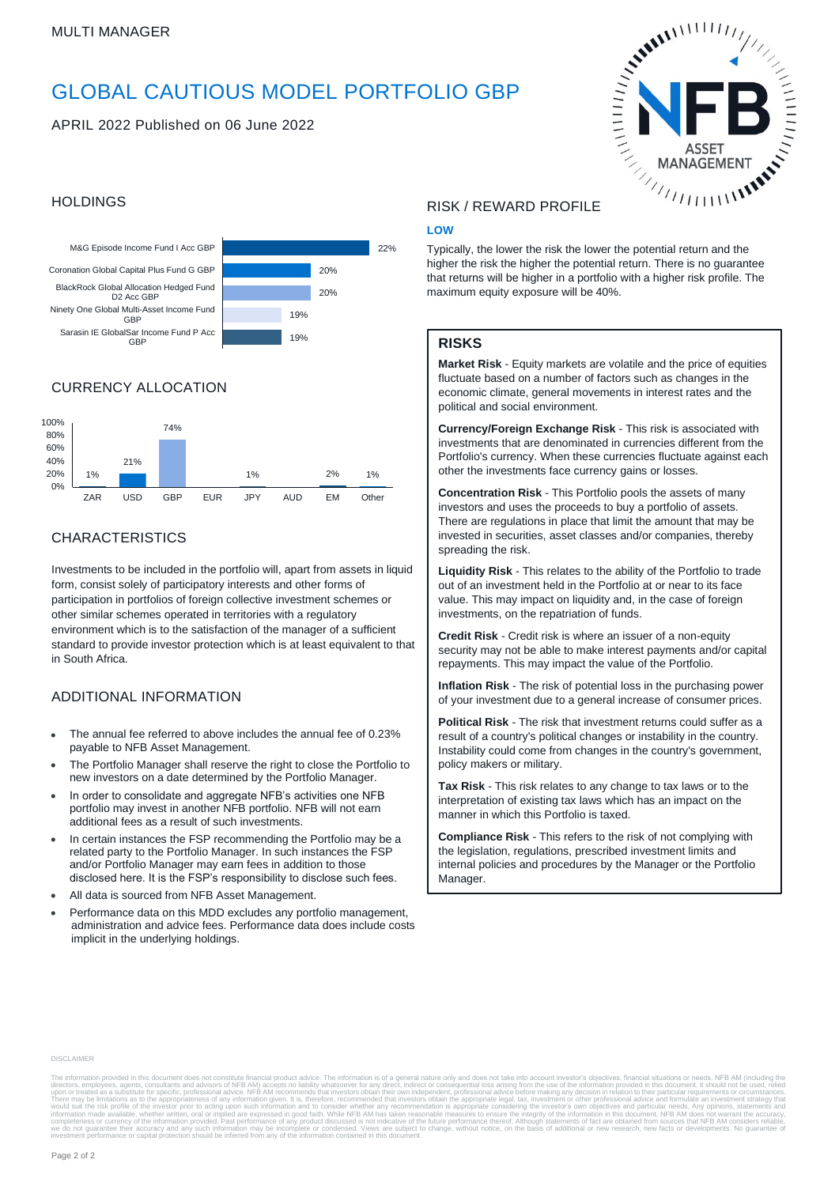MULTI MANAGER

# GLOBAL CAUTIOUS MODEL PORTFOLIO GBP

APRIL 2022 Published on 06 June 2022

## HOLDINGS

M&G Episode Income Fund I Acc GBP 22%
Coronation Global Capital Plus Fund G GBP 20%
BlackRock Global Allocation Hedged Fund D2 Acc GBP 20%
Ninety One Global Multi-Asset Income Fund GBP 19%
Sarasin IE GlobalSar Income Fund P Acc GBP 19%

## CURRENCY ALLOCATION

100%
80%
60%
40%
20%
0%

ZAR 1%
USD 21%
GBP 74%
EUR
JPY 1%
AUD
EM 2%
Other 1%

## CHARACTERISTICS

Investments to be included in the portfolio will, apart from assets in liquid form, consist solely of participatory interests and other forms of participation in portfolios of foreign collective investment schemes or other similar schemes operated in territories with a regulatory environment which is to the satisfaction of the manager of a sufficient standard to provide investor protection which is at least equivalent to that in South Africa.

## ADDITIONAL INFORMATION

- The annual fee referred to above includes the annual fee of 0.23% payable to NFB Asset Management.
- The Portfolio Manager shall reserve the right to close the Portfolio to new investors on a date determined by the Portfolio Manager.
- In order to consolidate and aggregate NFB's activities one NFB portfolio may invest in another NFB portfolio. NFB will not earn additional fees as a result of such investments.
- In certain instances the FSP recommending the Portfolio may be a related party to the Portfolio Manager. In such instances the FSP and/or Portfolio Manager may earn fees in addition to those disclosed here. It is the FSP's responsibility to disclose such fees.
- All data is sourced from NFB Asset Management.
- Performance data on this MDD excludes any portfolio management, administration and advice fees. Performance data does include costs implicit in the underlying holdings.

## RISK / REWARD PROFILE

**LOW**

Typically, the lower the risk the lower the potential return and the higher the risk the higher the potential return. There is no guarantee that returns will be higher in a portfolio with a higher risk profile. The maximum equity exposure will be 40%.

## RISKS

**Market Risk** - Equity markets are volatile and the price of equities fluctuate based on a number of factors such as changes in the economic climate, general movements in interest rates and the political and social environment.

**Currency/Foreign Exchange Risk** - This risk is associated with investments that are denominated in currencies different from the Portfolio's currency. When these currencies fluctuate against each other the investments face currency gains or losses.

**Concentration Risk** - This Portfolio pools the assets of many investors and uses the proceeds to buy a portfolio of assets. There are regulations in place that limit the amount that may be invested in securities, asset classes and/or companies, thereby spreading the risk.

**Liquidity Risk** - This relates to the ability of the Portfolio to trade out of an investment held in the Portfolio at or near to its face value. This may impact on liquidity and, in the case of foreign investments, on the repatriation of funds.

**Credit Risk** - Credit risk is where an issuer of a non-equity security may not be able to make interest payments and/or capital repayments. This may impact the value of the Portfolio.

**Inflation Risk** - The risk of potential loss in the purchasing power of your investment due to a general increase of consumer prices.

**Political Risk** - The risk that investment returns could suffer as a result of a country's political changes or instability in the country. Instability could come from changes in the country's government, policy makers or military.

**Tax Risk** - This risk relates to any change to tax laws or to the interpretation of existing tax laws which has an impact on the manner in which this Portfolio is taxed.

**Compliance Risk** - This refers to the risk of not complying with the legislation, regulations, prescribed investment limits and internal policies and procedures by the Manager or the Portfolio Manager.

DISCLAIMER

The information provided in this document does not constitute financial product advice. The information is of a general nature only and does not take into account investor's objectives, financial situations or needs. NFB AM (including the directors, employees, agents, consultants and advisors of NFB AM) accepts no liability whatsoever for any direct, indirect or consequential loss arising from the use of the information provided in this document. It should not be used, relied upon or treated as a substitute for specific, professional advice. NFB AM recommends that investors obtain their own independent, professional advice before making any decision in relation to their particular requirements or circumstances. There may be limitations as to the appropriateness of any information given. It is, therefore, recommended that investors obtain the appropriate legal, tax, investment or other professional advice and formulate an investment strategy that would suit the risk profile of the investor prior to acting upon such information and to consider whether any recommendation is appropriate considering the investor's own objectives and particular needs. Any opinions, statements and information made available, whether written, oral or implied are expressed in good faith. While NFB AM has taken reasonable measures to ensure the integrity of the information in this document, NFB AM does not warrant the accuracy, completeness or currency of the information provided. Past performance of any product discussed is not indicative of the future performance thereof. Although statements of fact are obtained from sources that NFB AM considers reliable, we do not guarantee their accuracy and any such information may be incomplete or condensed. Views are subject to change, without notice, on the basis of additional or new research, new facts or developments. No guarantee of investment performance or capital protection should be inferred from any of the information contained in this document.